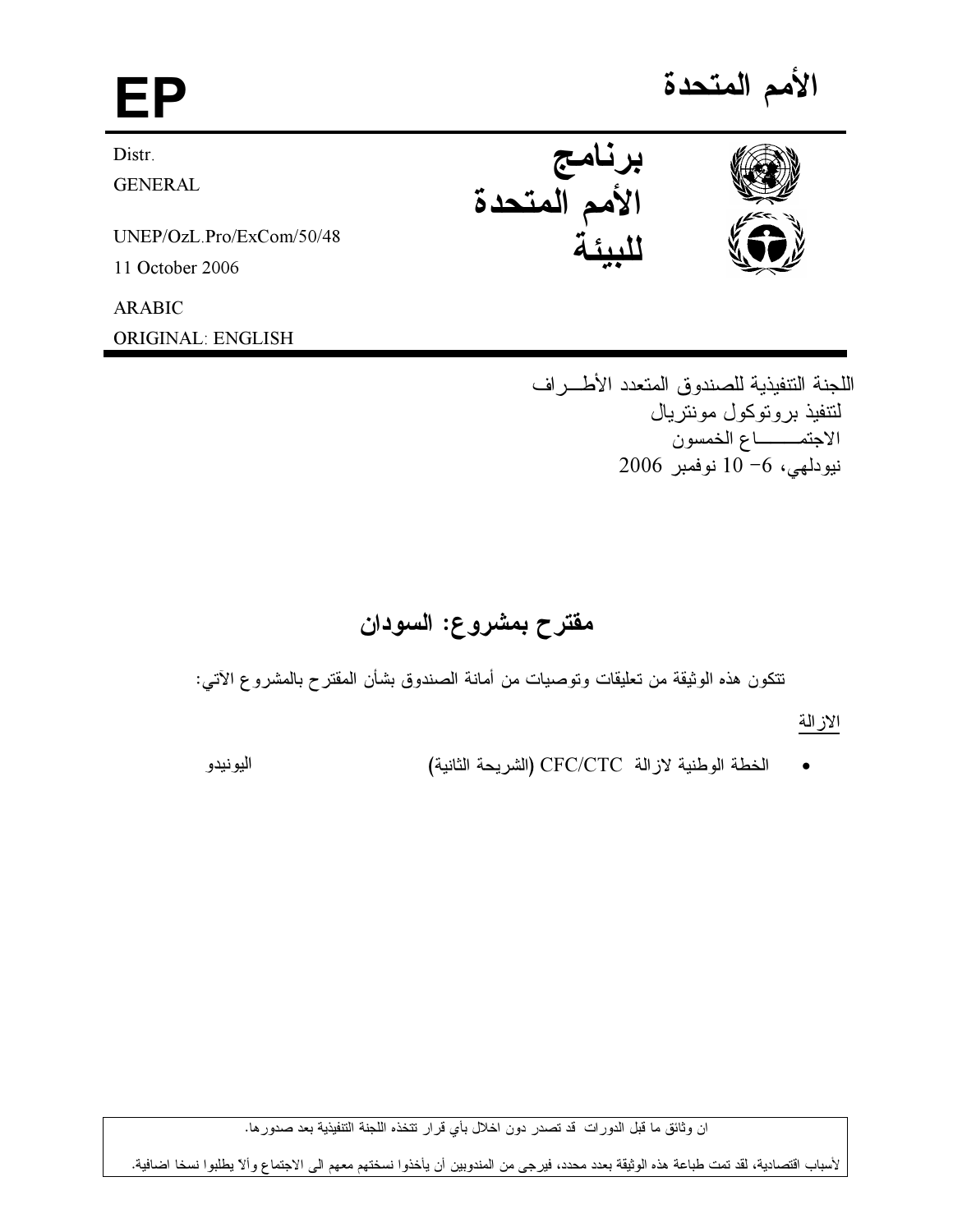الأمم المتحدة

EP

برنامج الأمم المتحدة للبيئة

Distr.
GENERAL

UNEP/OzL.Pro/ExCom/50/48
11 October 2006

ARABIC
ORIGINAL: ENGLISH

اللجنة التنفيذية للصندوق المتعدد الأطــراف
لتنفيذ بروتوكول مونتريال
الاجتمـــــاع الخمسون
نيودلهي، 6- 10 نوفمبر 2006

# مقترح بمشروع: السودان

تتكون هذه الوثيقة من تعليقات وتوصيات من أمانة الصندوق بشأن المقترح بالمشروع الآتي:

الازالة

- الخطة الوطنية لازالة CFC/CTC (الشريحة الثانية) — اليونيدو

ان وثائق ما قبل الدورات قد تصدر دون اخلال بأي قرار تتخذه اللجنة التنفيذية بعد صدورها.

لأسباب اقتصادية، لقد تمت طباعة هذه الوثيقة بعدد محدد، فيرجى من المندوبين أن يأخذوا نسختهم معهم الى الاجتماع وألا يطلبوا نسخا اضافية.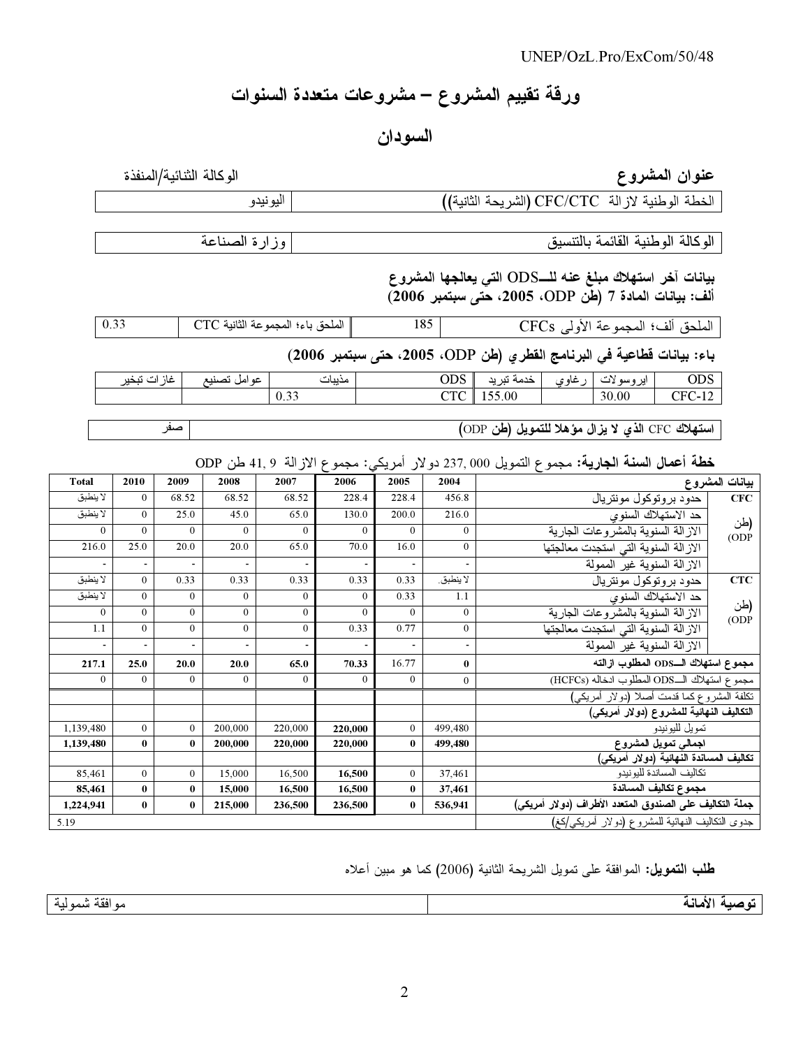# ورقة تقييم المشروع – مشروعات متعددة السنوات

## السودان

| **عنوان المشروع** | الوكالة الثنائية/المنفذة |
|---|---|
| الخطة الوطنية لازالة CFC/CTC (الشريحة الثانية)) | اليونيدو |

| الوكالة الوطنية القائمة بالتنسيق | وزارة الصناعة |
|---|---|

**بيانات آخر استهلاك مبلغ عنه للـــODS التي يعالجها المشروع**
**ألف: بيانات المادة 7 (طن ODP، 2005، حتى سبتمبر 2006)**

| الملحق ألف؛ المجموعة الأولى CFCs | 185 | الملحق باء؛ المجموعة الثانية CTC | 0.33 |
|---|---|---|---|

**باء: بيانات قطاعية في البرنامج القطري (طن ODP، 2005، حتى سبتمبر 2006)**

| ODS | ايروسولات | رغاوي | خدمة تبريد | ODS | مذيبات | عوامل تصنيع | غازات تبخير |
|---|---|---|---|---|---|---|---|
| CFC-12 | 30.00 | | 155.00 | CTC | 0.33 | | |

| **استهلاك CFC الذي لا يزال مؤهلا للتمويل (طن ODP)** | صفر |
|---|---|

**خطة أعمال السنة الجارية:** مجموع التمويل 000 ,237 دولار أمريكي: مجموع الازالة 9 ,41 طن ODP

| **بيانات المشروع** | | 2004 | 2005 | 2006 | 2007 | 2008 | 2009 | 2010 | Total |
|---|---|---|---|---|---|---|---|---|---|
| **CFC** (طن ODP) | حدود بروتوكول مونتريال | 456.8 | 228.4 | 228.4 | 68.52 | 68.52 | 68.52 | 0 | لا ينطبق |
| | حد الاستهلاك السنوي | 216.0 | 200.0 | 130.0 | 65.0 | 45.0 | 25.0 | 0 | لا ينطبق |
| | الازالة السنوية بالمشروعات الجارية | 0 | 0 | 0 | 0 | 0 | 0 | 0 | 0 |
| | الازالة السنوية التي استجدت معالجتها | 0 | 16.0 | 70.0 | 65.0 | 20.0 | 20.0 | 25.0 | 216.0 |
| | الازالة السنوية غير الممولة | - | - | - | - | - | - | - | - |
| **CTC** (طن ODP) | حدود بروتوكول مونتريال | لا ينطبق. | 0.33 | 0.33 | 0.33 | 0.33 | 0.33 | 0 | لا ينطبق |
| | حد الاستهلاك السنوي | 1.1 | 0.33 | 0 | 0 | 0 | 0 | 0 | لا ينطبق |
| | الازالة السنوية بالمشروعات الجارية | 0 | 0 | 0 | 0 | 0 | 0 | 0 | 0 |
| | الازالة السنوية التي استجدت معالجتها | 0 | 0.77 | 0.33 | 0 | 0 | 0 | 0 | 1.1 |
| | الازالة السنوية غير الممولة | - | - | - | - | - | - | - | - |
| **مجموع استهلاك الـــODS المطلوب ازالته** | | **0** | 16.77 | **70.33** | **65.0** | **20.0** | **20.0** | **25.0** | **217.1** |
| مجموع استهلاك الـــODS المطلوب ادخاله (HCFCs) | | 0 | 0 | 0 | 0 | 0 | 0 | 0 | 0 |
| تكلفة المشروع كما قدمت أصلا (دولار أمريكي) | | | | | | | | | |
| **التكاليف النهائية للمشروع (دولار أمريكي)** | | | | | | | | | |
| تمويل لليونيدو | | 499,480 | 0 | **220,000** | 220,000 | 200,000 | 0 | 0 | 1,139,480 |
| **اجمالي تمويل المشروع** | | **499,480** | **0** | **220,000** | **220,000** | **200,000** | **0** | **0** | **1,139,480** |
| **تكاليف المساندة النهائية (دولار أمريكي)** | | | | | | | | | |
| تكاليف المساندة لليونيدو | | 37,461 | 0 | **16,500** | 16,500 | 15,000 | 0 | 0 | 85,461 |
| **مجموع تكاليف المساندة** | | **37,461** | **0** | **16,500** | **16,500** | **15,000** | **0** | **0** | **85,461** |
| **جملة التكاليف على الصندوق المتعدد الأطراف (دولار أمريكي)** | | **536,941** | **0** | **236,500** | **236,500** | **215,000** | **0** | **0** | **1,224,941** |
| جدوى التكاليف النهائية للمشروع (دولار أمريكي/كغ) | | | | | | | | | 5.19 |

**طلب التمويل:** الموافقة على تمويل الشريحة الثانية (2006) كما هو مبين أعلاه

| **توصية الأمانة** | موافقة شمولية |
|---|---|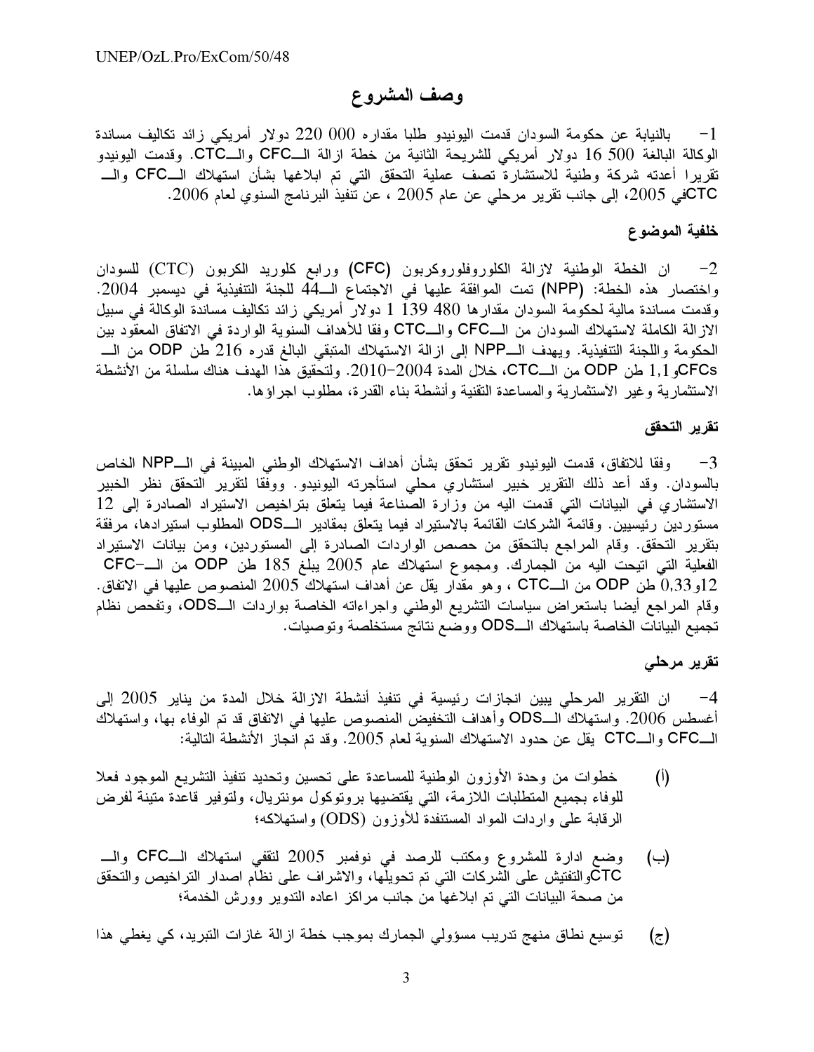# وصف المشروع

1- بالنيابة عن حكومة السودان قدمت اليونيدو طلبا مقداره 220 000 دولار أمريكي زائد تكاليف مساندة الوكالة البالغة 16 500 دولار أمريكي للشريحة الثانية من خطة ازالة الــCFC والــCTC. وقدمت اليونيدو تقريرا أعدته شركة وطنية للاستشارة تصف عملية التحقق التي تم ابلاغها بشأن استهلاك الــCFC والــCTCفي 2005، إلى جانب تقرير مرحلي عن عام 2005 ، عن تنفيذ البرنامج السنوي لعام 2006.

## خلفية الموضوع

2- ان الخطة الوطنية لازالة الكلوروفلوروكربون (CFC) ورابع كلوريد الكربون (CTC) للسودان واختصار هذه الخطة: (NPP) تمت الموافقة عليها في الاجتماع الــ44 للجنة التنفيذية في ديسمبر 2004. وقدمت مساندة مالية لحكومة السودان مقدارها 480 139 1 دولار أمريكي زائد تكاليف مساندة الوكالة في سبيل الازالة الكاملة لاستهلاك السودان من الــCFC والــCTC وفقا للأهداف السنوية الواردة في الاتفاق المعقود بين الحكومة واللجنة التنفيذية. ويهدف الــNPP إلى ازالة الاستهلاك المتبقي البالغ قدره 216 طن ODP من الــ CFCsو1,1 طن ODP من الــCTC، خلال المدة 2004-2010. ولتحقيق هذا الهدف هناك سلسلة من الأنشطة الاستثمارية وغير الاستثمارية والمساعدة التقنية وأنشطة بناء القدرة، مطلوب اجراؤها.

## تقرير التحقق

3- وفقا للاتفاق، قدمت اليونيدو تقرير تحقق بشأن أهداف الاستهلاك الوطني المبينة في الــNPP الخاص بالسودان. وقد أعد ذلك التقرير خبير استشاري محلي استأجرته اليونيدو. ووفقا لتقرير التحقق نظر الخبير الاستشاري في البيانات التي قدمت اليه من وزارة الصناعة فيما يتعلق بتراخيص الاستيراد الصادرة إلى 12 مستوردين رئيسيين. وقائمة الشركات القائمة بالاستيراد فيما يتعلق بمقادير الــODS المطلوب استيرادها، مرفقة بتقرير التحقق. وقام المراجع بالتحقق من حصص الواردات الصادرة إلى المستوردين، ومن بيانات الاستيراد الفعلية التي اتيحت اليه من الجمارك. ومجموع استهلاك عام 2005 يبلغ 185 طن ODP من الــCFC-12و0,33 طن ODP من الــCTC ، وهو مقدار يقل عن أهداف استهلاك 2005 المنصوص عليها في الاتفاق. وقام المراجع أيضا باستعراض سياسات التشريع الوطني واجراءاته الخاصة بواردات الــODS، وتفحص نظام تجميع البيانات الخاصة باستهلاك الــODS ووضع نتائج مستخلصة وتوصيات.

## تقرير مرحلي

4- ان التقرير المرحلي يبين انجازات رئيسية في تنفيذ أنشطة الازالة خلال المدة من يناير 2005 إلى أغسطس 2006. واستهلاك الــODS وأهداف التخفيض المنصوص عليها في الاتفاق قد تم الوفاء بها، واستهلاك الــCFC والــCTC يقل عن حدود الاستهلاك السنوية لعام 2005. وقد تم انجاز الأنشطة التالية:

(أ) خطوات من وحدة الأوزون الوطنية للمساعدة على تحسين وتحديد تنفيذ التشريع الموجود فعلا للوفاء بجميع المتطلبات اللازمة، التي يقتضيها بروتوكول مونتريال، ولتوفير قاعدة متينة لفرض الرقابة على واردات المواد المستنفدة للأوزون (ODS) واستهلاكه؛

(ب) وضع ادارة للمشروع ومكتب للرصد في نوفمبر 2005 لتقفي استهلاك الــCFC والــCTCوالتفتيش على الشركات التي تم تحويلها، والاشراف على نظام اصدار التراخيص والتحقق من صحة البيانات التي تم ابلاغها من جانب مراكز اعاده التدوير وورش الخدمة؛

(ج) توسيع نطاق منهج تدريب مسؤولي الجمارك بموجب خطة ازالة غازات التبريد، كي يغطي هذا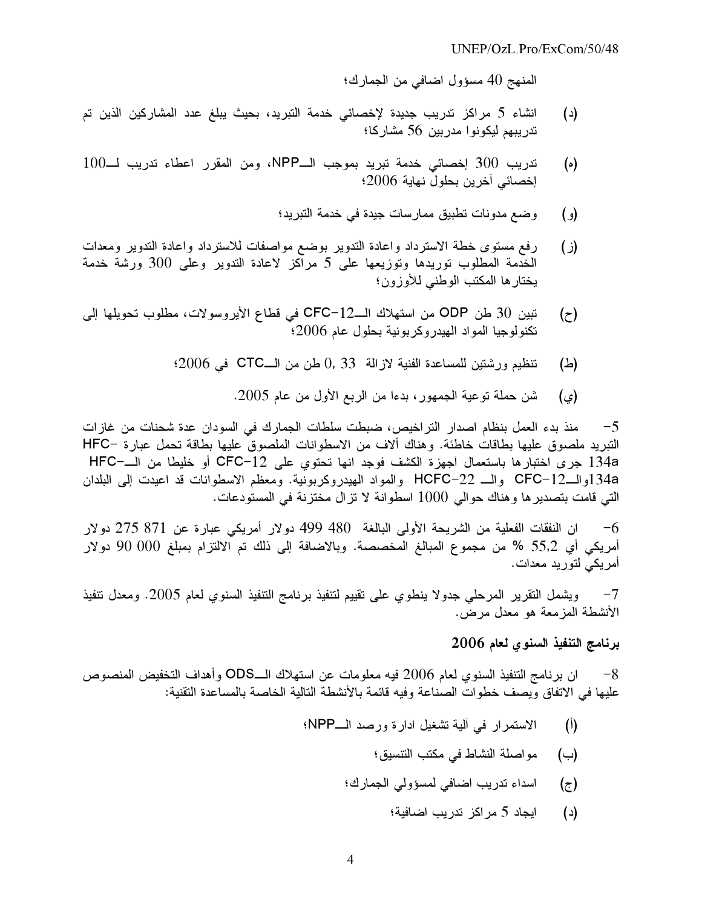المنهج 40 مسؤول اضافي من الجمارك؛

(د) انشاء 5 مراكز تدريب جديدة لإخصائي خدمة التبريد، بحيث يبلغ عدد المشاركين الذين تم تدريبهم ليكونوا مدربين 56 مشاركا؛

(ه) تدريب 300 إخصائي خدمة تبريد بموجب الــNPP، ومن المقرر اعطاء تدريب لــ100 إخصائي آخرين بحلول نهاية 2006؛

(و) وضع مدونات تطبيق ممارسات جيدة في خدمة التبريد؛

(ز) رفع مستوى خطة الاسترداد واعادة التدوير بوضع مواصفات للاسترداد واعادة التدوير ومعدات الخدمة المطلوب توريدها وتوزيعها على 5 مراكز لاعادة التدوير وعلى 300 ورشة خدمة يختارها المكتب الوطني للأوزون؛

(ح) تبين 30 طن ODP من استهلاك الــCFC-12 في قطاع الأيروسولات، مطلوب تحويلها إلى تكنولوجيا المواد الهيدروكربونية بحلول عام 2006؛

(ط) تنظيم ورشتين للمساعدة الفنية لازالة 33 ,0 طن من الــCTC في 2006؛

(ي) شن حملة توعية الجمهور، بدءا من الربع الأول من عام 2005.

5- منذ بدء العمل بنظام اصدار التراخيص، ضبطت سلطات الجمارك في السودان عدة شحنات من غازات التبريد ملصوق عليها بطاقات خاطئة. وهناك ألاف من الاسطوانات الملصوق عليها بطاقة تحمل عبارة HFC-134a جرى اختبارها باستعمال آجهزة الكشف فوجد انها تحتوي على CFC-12 أو خليطا من الــHFC-134aوالــCFC-12 والــ HCFC-22 والمواد الهيدروكربونية. ومعظم الاسطوانات قد اعيدت إلى البلدان التي قامت بتصديرها وهناك حوالي 1000 اسطوانة لا تزال مختزنة في المستودعات.

6- ان النفقات الفعلية من الشريحة الأولى البالغة 480 499 دولار أمريكي عبارة عن 871 275 دولار أمريكي أي 55,2 % من مجموع المبالغ المخصصة. وبالاضافة إلى ذلك تم الالتزام بمبلغ 000 90 دولار أمريكي لتوريد معدات.

7- ويشمل التقرير المرحلي جدولا ينطوي على تقييم لتنفيذ برنامج التنفيذ السنوي لعام 2005. ومعدل تنفيذ الأنشطة المزمعة هو معدل مرض.

**برنامج التنفيذ السنوي لعام 2006**

8- ان برنامج التنفيذ السنوي لعام 2006 فيه معلومات عن استهلاك الــODS وأهداف التخفيض المنصوص عليها في الاتفاق ويصف خطوات الصناعة وفيه قائمة بالأنشطة التالية الخاصة بالمساعدة التقنية:

(أ) الاستمرار في آلية تشغيل ادارة ورصد الــNPP؛

(ب) مواصلة النشاط في مكتب التنسيق؛

(ج) اسداء تدريب اضافي لمسؤولي الجمارك؛

(د) ايجاد 5 مراكز تدريب اضافية؛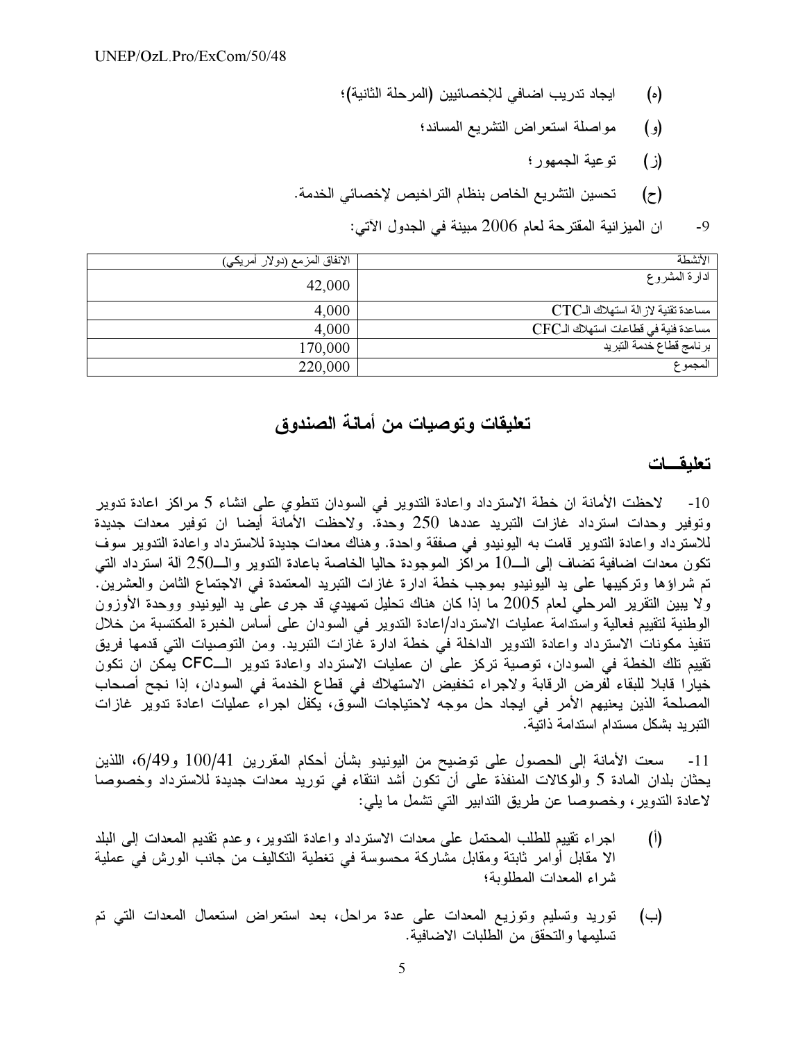(ه) ايجاد تدريب اضافي للإخصائيين (المرحلة الثانية)؛

(و) مواصلة استعراض التشريع المساند؛

(ز) توعية الجمهور؛

(ح) تحسين التشريع الخاص بنظام التراخيص لإخصائي الخدمة.

9- ان الميزانية المقترحة لعام 2006 مبينة في الجدول الآتي:

| الأنشطة | الانفاق المزمع (دولار أمريكي) |
| --- | --- |
| ادارة المشروع | 42,000 |
| مساعدة تقنية لازالة استهلاك الـCTC | 4,000 |
| مساعدة فنية في قطاعات استهلاك الـCFC | 4,000 |
| برنامج قطاع خدمة التبريد | 170,000 |
| المجموع | 220,000 |

## تعليقات وتوصيات من أمانة الصندوق

### تعليقـــات

10- لاحظت الأمانة ان خطة الاسترداد واعادة التدوير في السودان تنطوي على انشاء 5 مراكز اعادة تدوير وتوفير وحدات استرداد غازات التبريد عددها 250 وحدة. ولاحظت الأمانة أيضا ان توفير معدات جديدة للاسترداد واعادة التدوير قامت به اليونيدو في صفقة واحدة. وهناك معدات جديدة للاسترداد واعادة التدوير سوف تكون معدات اضافية تضاف إلى الــ10 مراكز الموجودة حاليا الخاصة باعادة التدوير والــ250 آلة استرداد التي تم شراؤها وتركيبها على يد اليونيدو بموجب خطة ادارة غازات التبريد المعتمدة في الاجتماع الثامن والعشرين. ولا يبين التقرير المرحلي لعام 2005 ما إذا كان هناك تحليل تمهيدي قد جرى على يد اليونيدو ووحدة الأوزون الوطنية لتقييم فعالية واستدامة عمليات الاسترداد/اعادة التدوير في السودان على أساس الخبرة المكتسبة من خلال تنفيذ مكونات الاسترداد واعادة التدوير الداخلة في خطة ادارة غازات التبريد. ومن التوصيات التي قدمها فريق تقييم تلك الخطة في السودان، توصية تركز على ان عمليات الاسترداد واعادة تدوير الــCFC يمكن ان تكون خيارا قابلا للبقاء لفرض الرقابة ولاجراء تخفيض الاستهلاك في قطاع الخدمة في السودان، إذا نجح أصحاب المصلحة الذين يعنيهم الأمر في ايجاد حل موجه لاحتياجات السوق، يكفل اجراء عمليات اعادة تدوير غازات التبريد بشكل مستدام استدامة ذاتية.

11- سعت الأمانة إلى الحصول على توضيح من اليونيدو بشأن أحكام المقررين 100/41 و6/49، اللذين يحثان بلدان المادة 5 والوكالات المنفذة على أن تكون أشد انتقاء في توريد معدات جديدة للاسترداد وخصوصا لاعادة التدوير، وخصوصا عن طريق التدابير التي تشمل ما يلي:

(أ) اجراء تقييم للطلب المحتمل على معدات الاسترداد واعادة التدوير، وعدم تقديم المعدات إلى البلد الا مقابل أوامر ثابتة ومقابل مشاركة محسوسة في تغطية التكاليف من جانب الورش في عملية شراء المعدات المطلوبة؛

(ب) توريد وتسليم وتوزيع المعدات على عدة مراحل، بعد استعراض استعمال المعدات التي تم تسليمها والتحقق من الطلبات الاضافية.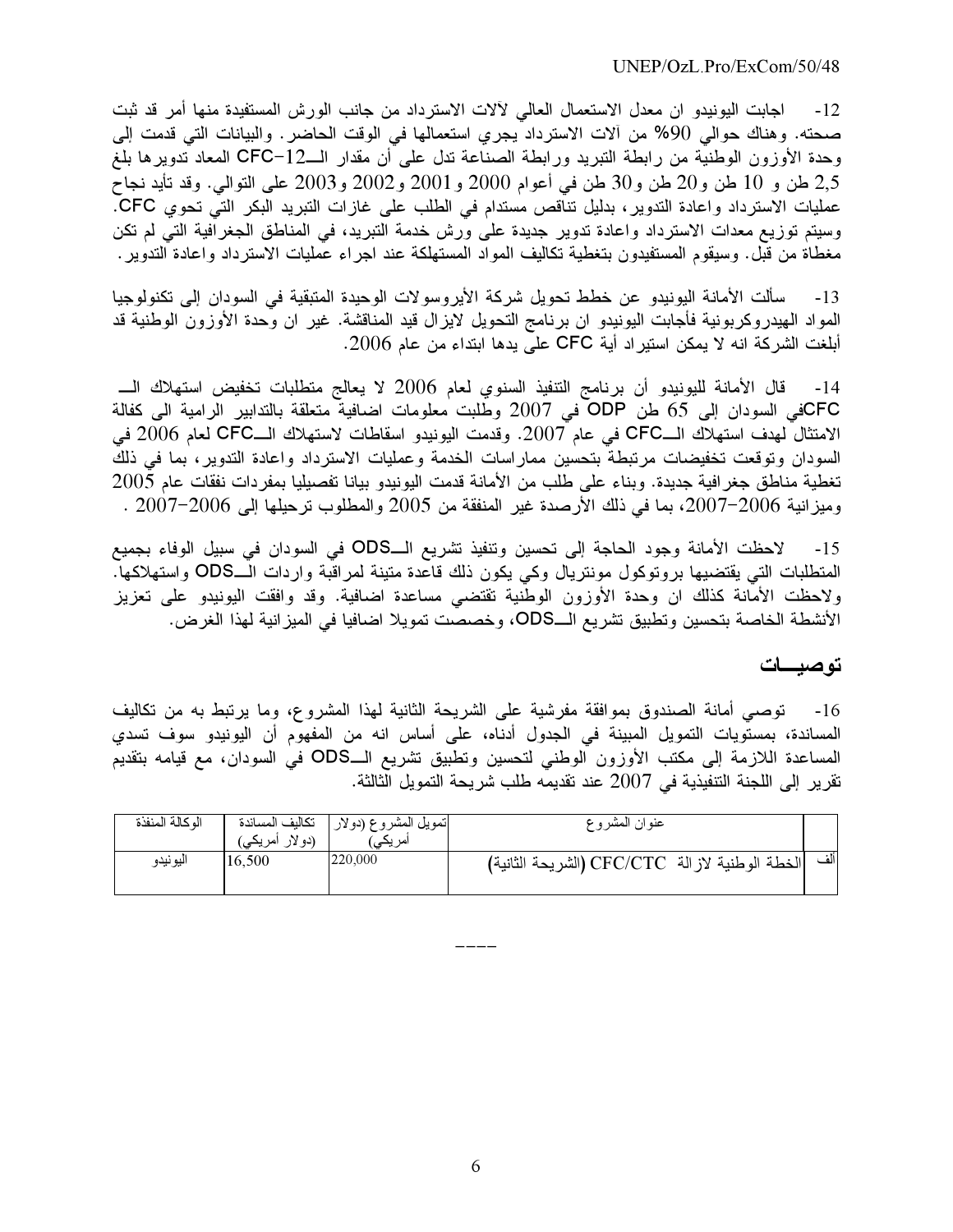12- اجابت اليونيدو ان معدل الاستعمال العالي لآلات الاسترداد من جانب الورش المستفيدة منها أمر قد ثبت صحته. وهناك حوالي 90% من آلات الاسترداد يجري استعمالها في الوقت الحاضر. والبيانات التي قدمت إلى وحدة الأوزون الوطنية من رابطة التبريد ورابطة الصناعة تدل على أن مقدار الـــCFC-12 المعاد تدويرها بلغ 2,5 طن و 10 طن و20 طن و30 طن في أعوام 2000 و2001 و2002 و2003 على التوالي. وقد تأيد نجاح عمليات الاسترداد واعادة التدوير، بدليل تناقص مستدام في الطلب على غازات التبريد البكر التي تحوي CFC. وسيتم توزيع معدات الاسترداد واعادة تدوير جديدة على ورش خدمة التبريد، في المناطق الجغرافية التي لم تكن مغطاة من قبل. وسيقوم المستفيدون بتغطية تكاليف المواد المستهلكة عند اجراء عمليات الاسترداد واعادة التدوير.

13- سألت الأمانة اليونيدو عن خطط تحويل شركة الأيروسولات الوحيدة المتبقية في السودان إلى تكنولوجيا المواد الهيدروكربونية فأجابت اليونيدو ان برنامج التحويل لايزال قيد المناقشة. غير ان وحدة الأوزون الوطنية قد أبلغت الشركة انه لا يمكن استيراد أية CFC على يدها ابتداء من عام 2006.

14- قال الأمانة لليونيدو أن برنامج التنفيذ السنوي لعام 2006 لا يعالج متطلبات تخفيض استهلاك الـــCFCفي السودان إلى 65 طن ODP في 2007 وطلبت معلومات اضافية متعلقة بالتدابير الرامية الى كفالة الامتثال لهدف استهلاك الـــCFC في عام 2007. وقدمت اليونيدو اسقاطات لاستهلاك الـــCFC لعام 2006 في السودان وتوقعت تخفيضات مرتبطة بتحسين ممارسات الخدمة وعمليات الاسترداد واعادة التدوير، بما في ذلك تغطية مناطق جغرافية جديدة. وبناء على طلب من الأمانة قدمت اليونيدو بيانا تفصيليا بمفردات نفقات عام 2005 وميزانية 2006-2007، بما في ذلك الأرصدة غير المنفقة من 2005 والمطلوب ترحيلها إلى 2006-2007 .

15- لاحظت الأمانة وجود الحاجة إلى تحسين وتنفيذ تشريع الـــODS في السودان في سبيل الوفاء بجميع المتطلبات التي يقتضيها بروتوكول مونتريال وكي يكون ذلك قاعدة متينة لمراقبة واردات الـــODS واستهلاكها. ولاحظت الأمانة كذلك ان وحدة الأوزون الوطنية تقتضي مساعدة اضافية. وقد وافقت اليونيدو على تعزيز الأنشطة الخاصة بتحسين وتطبيق تشريع الـــODS، وخصصت تمويلا اضافيا في الميزانية لهذا الغرض.

## توصيـــات

16- توصي أمانة الصندوق بموافقة مفرشية على الشريحة الثانية لهذا المشروع، وما يرتبط به من تكاليف المساندة، بمستويات التمويل المبينة في الجدول أدناه، على أساس انه من المفهوم أن اليونيدو سوف تسدي المساعدة اللازمة إلى مكتب الأوزون الوطني لتحسين وتطبيق تشريع الـــODS في السودان، مع قيامه بتقديم تقرير إلى اللجنة التنفيذية في 2007 عند تقديمه طلب شريحة التمويل الثالثة.

| | عنوان المشروع | تمويل المشروع (دولار أمريكي) | تكاليف المساندة (دولار أمريكي) | الوكالة المنفذة |
|---|---|---|---|---|
| ألف | الخطة الوطنية لازالة CFC/CTC (الشريحة الثانية) | 220,000 | 16,500 | اليونيدو |

----